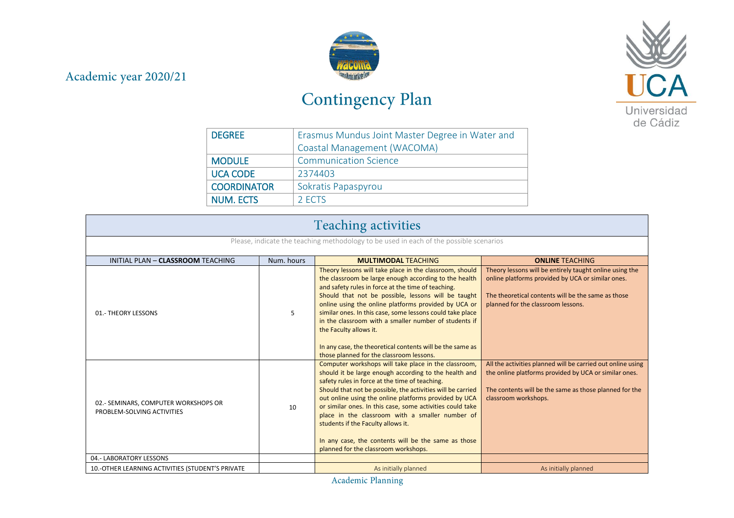Academic year 2020/21

# Contingency Plan

| DEGREE | Erasmus Mundus Joint Master Degree in Water and Coastal Management (WACOMA) |
|---|---|
| MODULE | Communication Science |
| UCA CODE | 2374403 |
| COORDINATOR | Sokratis Papaspyrou |
| NUM. ECTS | 2 ECTS |

## Teaching activities

Please, indicate the teaching methodology to be used in each of the possible scenarios

| INITIAL PLAN – **CLASSROOM** TEACHING | Num. hours | **MULTIMODAL** TEACHING | **ONLINE** TEACHING |
|---|---|---|---|
| 01.- THEORY LESSONS | 5 | Theory lessons will take place in the classroom, should the classroom be large enough according to the health and safety rules in force at the time of teaching. Should that not be possible, lessons will be taught online using the online platforms provided by UCA or similar ones. In this case, some lessons could take place in the classroom with a smaller number of students if the Faculty allows it. In any case, the theoretical contents will be the same as those planned for the classroom lessons. | Theory lessons will be entirely taught online using the online platforms provided by UCA or similar ones. The theoretical contents will be the same as those planned for the classroom lessons. |
| 02.- SEMINARS, COMPUTER WORKSHOPS OR PROBLEM-SOLVING ACTIVITIES | 10 | Computer workshops will take place in the classroom, should it be large enough according to the health and safety rules in force at the time of teaching. Should that not be possible, the activities will be carried out online using the online platforms provided by UCA or similar ones. In this case, some activities could take place in the classroom with a smaller number of students if the Faculty allows it. In any case, the contents will be the same as those planned for the classroom workshops. | All the activities planned will be carried out online using the online platforms provided by UCA or similar ones. The contents will be the same as those planned for the classroom workshops. |
| 04.- LABORATORY LESSONS | | | |
| 10.-OTHER LEARNING ACTIVITIES (STUDENT'S PRIVATE | | As initially planned | As initially planned |

Academic Planning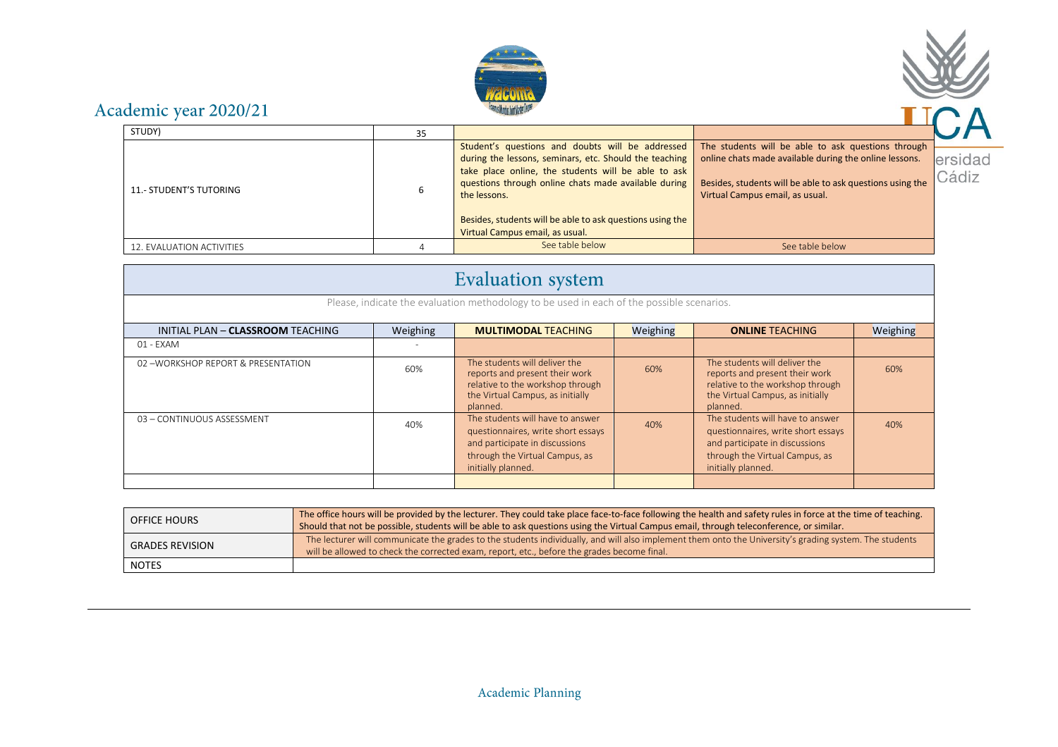Academic year 2020/21

| | | | |
|---|---|---|---|
| STUDY) | 35 | | |
| 11.- STUDENT'S TUTORING | 6 | Student's questions and doubts will be addressed during the lessons, seminars, etc. Should the teaching take place online, the students will be able to ask questions through online chats made available during the lessons.<br><br>Besides, students will be able to ask questions using the Virtual Campus email, as usual. | The students will be able to ask questions through online chats made available during the online lessons.<br><br>Besides, students will be able to ask questions using the Virtual Campus email, as usual. |
| 12. EVALUATION ACTIVITIES | 4 | See table below | See table below |

## Evaluation system

Please, indicate the evaluation methodology to be used in each of the possible scenarios.

| INITIAL PLAN – **CLASSROOM** TEACHING | Weighing | **MULTIMODAL** TEACHING | Weighing | **ONLINE** TEACHING | Weighing |
|---|---|---|---|---|---|
| 01 - EXAM | - | | | | |
| 02 –WORKSHOP REPORT & PRESENTATION | 60% | The students will deliver the reports and present their work relative to the workshop through the Virtual Campus, as initially planned. | 60% | The students will deliver the reports and present their work relative to the workshop through the Virtual Campus, as initially planned. | 60% |
| 03 – CONTINUOUS ASSESSMENT | 40% | The students will have to answer questionnaires, write short essays and participate in discussions through the Virtual Campus, as initially planned. | 40% | The students will have to answer questionnaires, write short essays and participate in discussions through the Virtual Campus, as initially planned. | 40% |
| | | | | | |

| | |
|---|---|
| OFFICE HOURS | The office hours will be provided by the lecturer. They could take place face-to-face following the health and safety rules in force at the time of teaching. Should that not be possible, students will be able to ask questions using the Virtual Campus email, through teleconference, or similar. |
| GRADES REVISION | The lecturer will communicate the grades to the students individually, and will also implement them onto the University's grading system. The students will be allowed to check the corrected exam, report, etc., before the grades become final. |
| NOTES | |